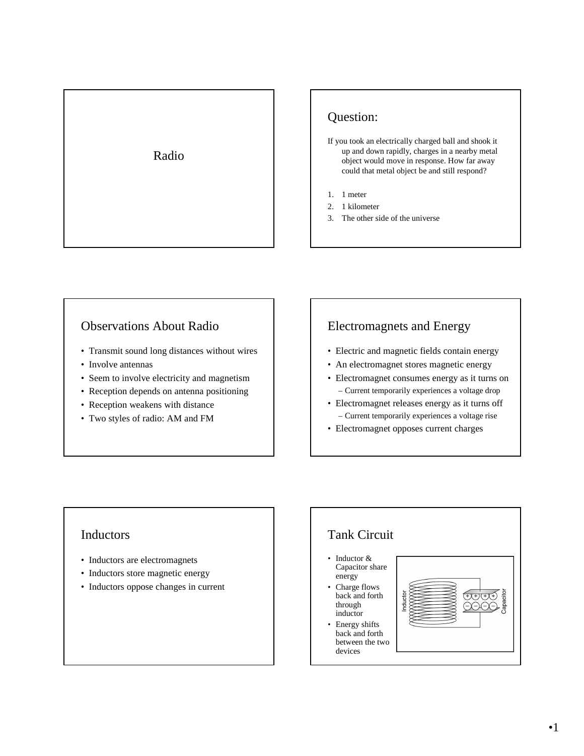# Radio

## Question:

If you took an electrically charged ball and shook it up and down rapidly, charges in a nearby metal object would move in response. How far away could that metal object be and still respond?

1. 1 meter
2. 1 kilometer
3. The other side of the universe

## Observations About Radio

- Transmit sound long distances without wires
- Involve antennas
- Seem to involve electricity and magnetism
- Reception depends on antenna positioning
- Reception weakens with distance
- Two styles of radio: AM and FM

## Electromagnets and Energy

- Electric and magnetic fields contain energy
- An electromagnet stores magnetic energy
- Electromagnet consumes energy as it turns on
  - Current temporarily experiences a voltage drop
- Electromagnet releases energy as it turns off
  - Current temporarily experiences a voltage rise
- Electromagnet opposes current charges

## Inductors

- Inductors are electromagnets
- Inductors store magnetic energy
- Inductors oppose changes in current

## Tank Circuit

- Inductor & Capacitor share energy
- Charge flows back and forth through inductor
- Energy shifts back and forth between the two devices

Inductor

Capacitor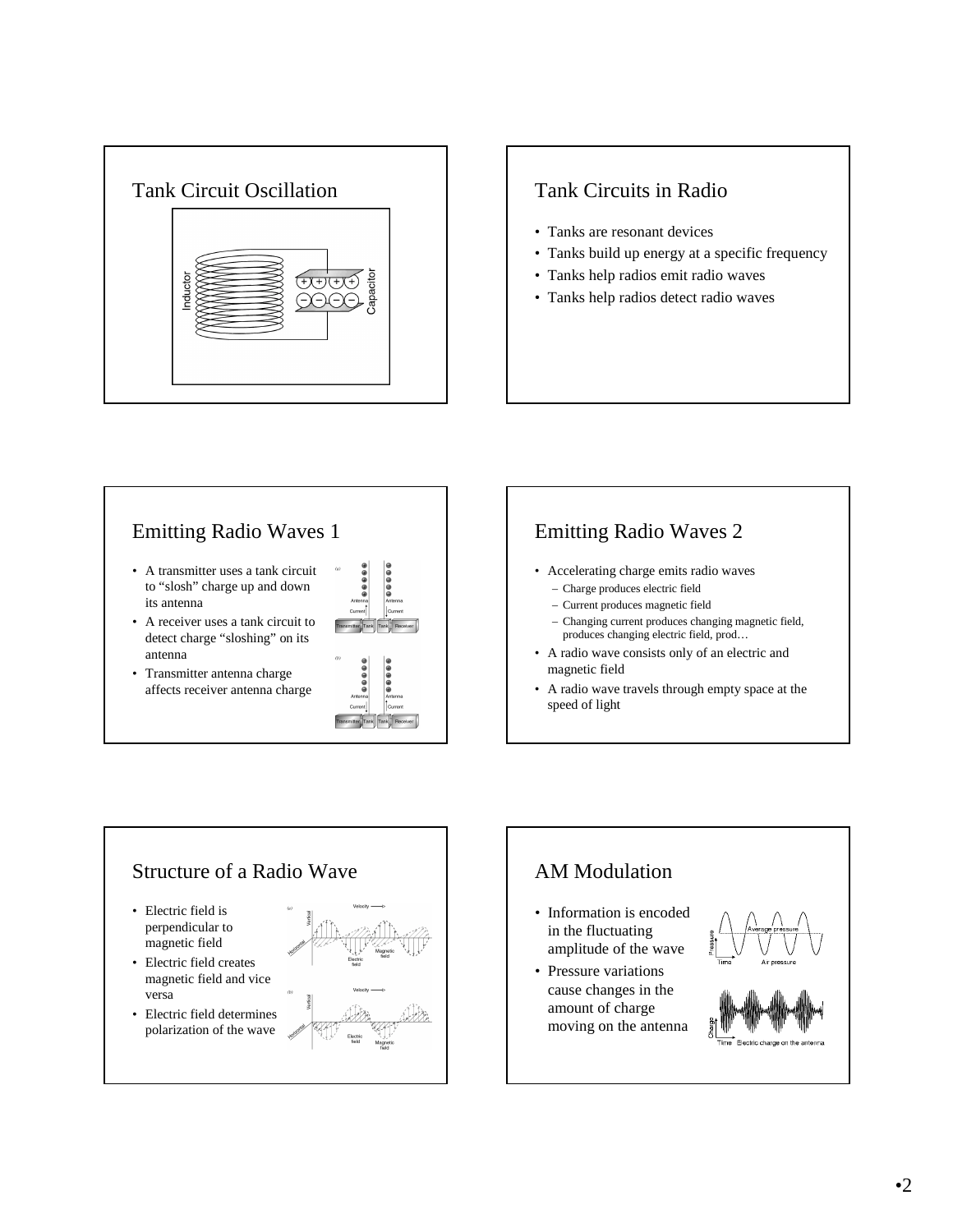## Tank Circuit Oscillation

## Tank Circuits in Radio

- Tanks are resonant devices
- Tanks build up energy at a specific frequency
- Tanks help radios emit radio waves
- Tanks help radios detect radio waves

## Emitting Radio Waves 1

- A transmitter uses a tank circuit to "slosh" charge up and down its antenna
- A receiver uses a tank circuit to detect charge "sloshing" on its antenna
- Transmitter antenna charge affects receiver antenna charge

## Emitting Radio Waves 2

- Accelerating charge emits radio waves
  - Charge produces electric field
  - Current produces magnetic field
  - Changing current produces changing magnetic field, produces changing electric field, prod…
- A radio wave consists only of an electric and magnetic field
- A radio wave travels through empty space at the speed of light

## Structure of a Radio Wave

- Electric field is perpendicular to magnetic field
- Electric field creates magnetic field and vice versa
- Electric field determines polarization of the wave

## AM Modulation

- Information is encoded in the fluctuating amplitude of the wave
- Pressure variations cause changes in the amount of charge moving on the antenna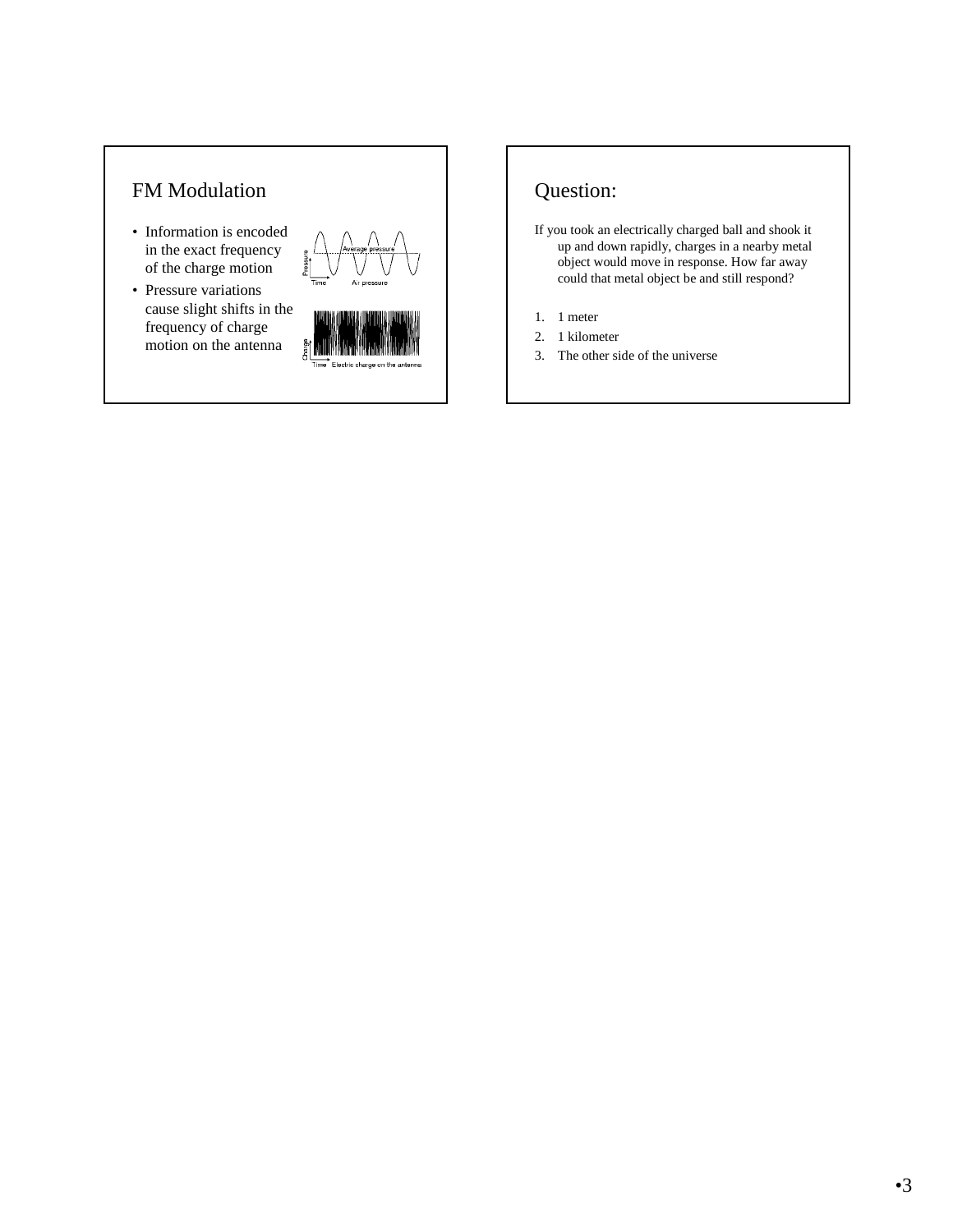## FM Modulation

- Information is encoded in the exact frequency of the charge motion
- Pressure variations cause slight shifts in the frequency of charge motion on the antenna

Average pressure
Pressure
Time
Air pressure

Charge
Time
Electric charge on the antenna

## Question:

If you took an electrically charged ball and shook it up and down rapidly, charges in a nearby metal object would move in response. How far away could that metal object be and still respond?

1. 1 meter
2. 1 kilometer
3. The other side of the universe